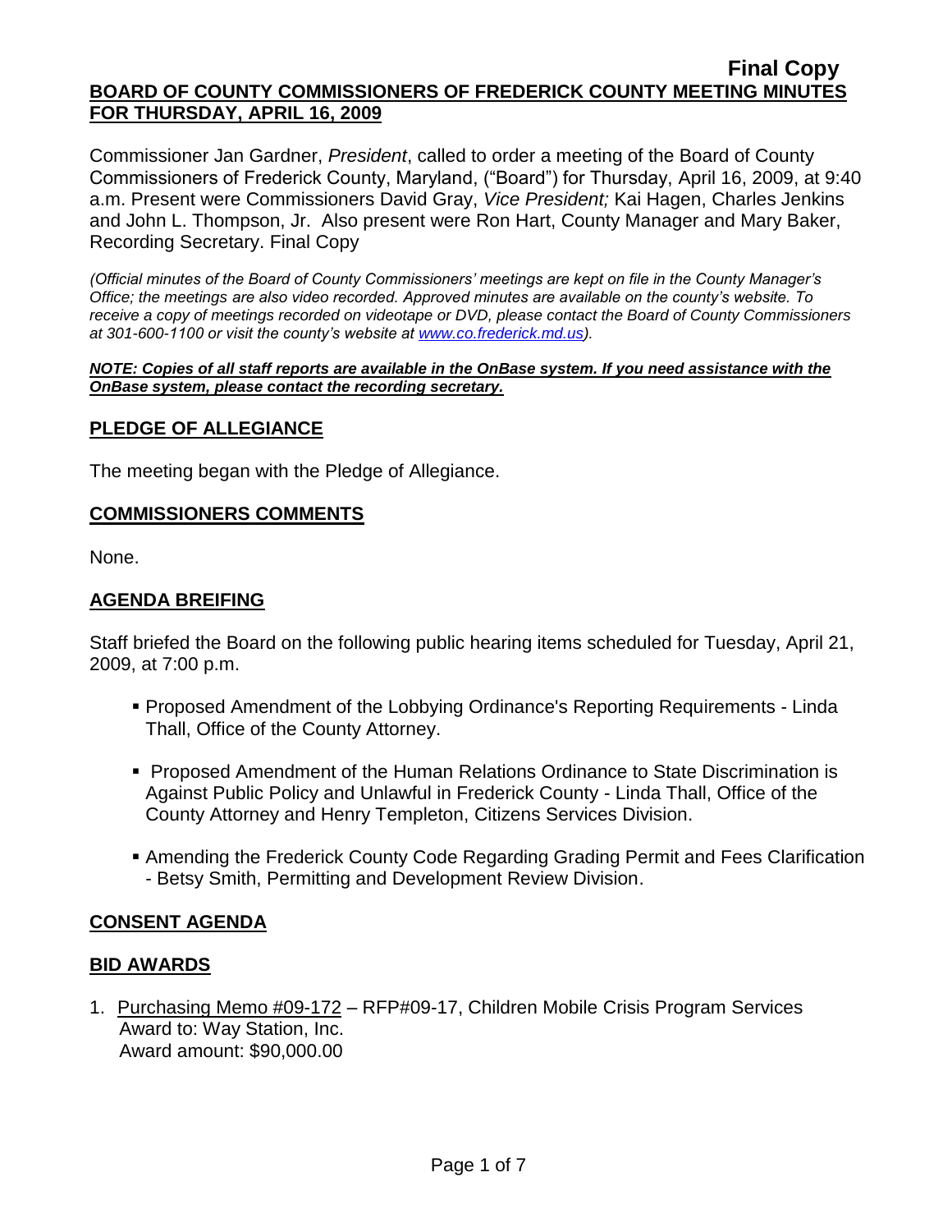**Final Copy**

**BOARD OF COUNTY COMMISSIONERS OF FREDERICK COUNTY MEETING MINUTES FOR THURSDAY, APRIL 16, 2009**

Commissioner Jan Gardner, *President*, called to order a meeting of the Board of County Commissioners of Frederick County, Maryland, ("Board") for Thursday, April 16, 2009, at 9:40 a.m. Present were Commissioners David Gray, *Vice President;* Kai Hagen, Charles Jenkins and John L. Thompson, Jr. Also present were Ron Hart, County Manager and Mary Baker, Recording Secretary. Final Copy

*(Official minutes of the Board of County Commissioners' meetings are kept on file in the County Manager's Office; the meetings are also video recorded. Approved minutes are available on the county's website. To receive a copy of meetings recorded on videotape or DVD, please contact the Board of County Commissioners at 301-600-1100 or visit the county's website at www.co.frederick.md.us).*

***NOTE: Copies of all staff reports are available in the OnBase system. If you need assistance with the OnBase system, please contact the recording secretary.***

## PLEDGE OF ALLEGIANCE

The meeting began with the Pledge of Allegiance.

## COMMISSIONERS COMMENTS

None.

## AGENDA BREIFING

Staff briefed the Board on the following public hearing items scheduled for Tuesday, April 21, 2009, at 7:00 p.m.

- Proposed Amendment of the Lobbying Ordinance's Reporting Requirements - Linda Thall, Office of the County Attorney.
- Proposed Amendment of the Human Relations Ordinance to State Discrimination is Against Public Policy and Unlawful in Frederick County - Linda Thall, Office of the County Attorney and Henry Templeton, Citizens Services Division.
- Amending the Frederick County Code Regarding Grading Permit and Fees Clarification - Betsy Smith, Permitting and Development Review Division.

## CONSENT AGENDA

## BID AWARDS

1. Purchasing Memo #09-172 – RFP#09-17, Children Mobile Crisis Program Services
   Award to: Way Station, Inc.
   Award amount: $90,000.00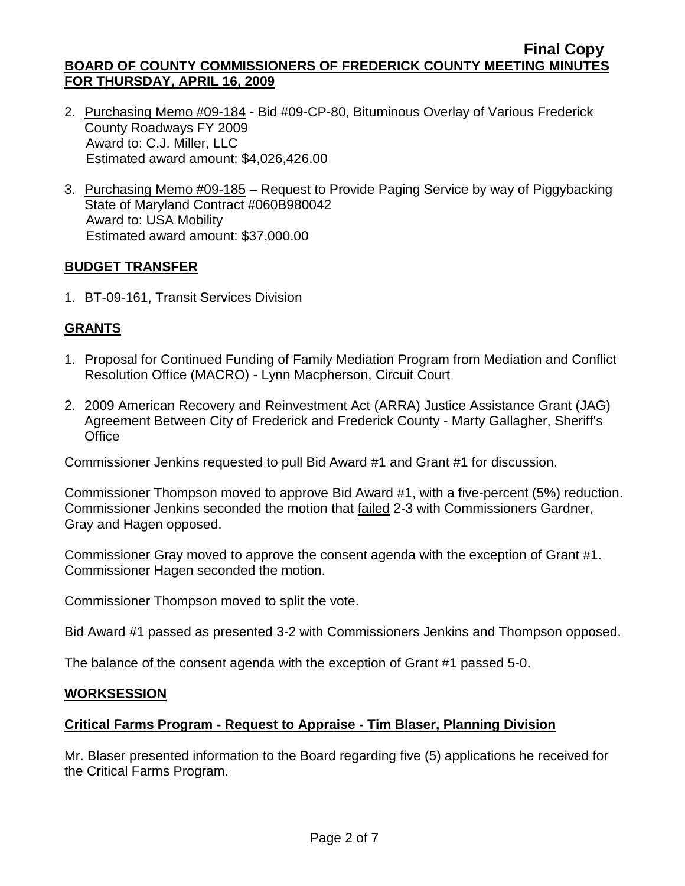2. Purchasing Memo #09-184 - Bid #09-CP-80, Bituminous Overlay of Various Frederick County Roadways FY 2009
   Award to: C.J. Miller, LLC
   Estimated award amount: $4,026,426.00

3. Purchasing Memo #09-185 – Request to Provide Paging Service by way of Piggybacking State of Maryland Contract #060B980042
   Award to: USA Mobility
   Estimated award amount: $37,000.00

## BUDGET TRANSFER

1. BT-09-161, Transit Services Division

## GRANTS

1. Proposal for Continued Funding of Family Mediation Program from Mediation and Conflict Resolution Office (MACRO) - Lynn Macpherson, Circuit Court

2. 2009 American Recovery and Reinvestment Act (ARRA) Justice Assistance Grant (JAG) Agreement Between City of Frederick and Frederick County - Marty Gallagher, Sheriff's Office

Commissioner Jenkins requested to pull Bid Award #1 and Grant #1 for discussion.

Commissioner Thompson moved to approve Bid Award #1, with a five-percent (5%) reduction. Commissioner Jenkins seconded the motion that failed 2-3 with Commissioners Gardner, Gray and Hagen opposed.

Commissioner Gray moved to approve the consent agenda with the exception of Grant #1. Commissioner Hagen seconded the motion.

Commissioner Thompson moved to split the vote.

Bid Award #1 passed as presented 3-2 with Commissioners Jenkins and Thompson opposed.

The balance of the consent agenda with the exception of Grant #1 passed 5-0.

## WORKSESSION

## Critical Farms Program - Request to Appraise - Tim Blaser, Planning Division

Mr. Blaser presented information to the Board regarding five (5) applications he received for the Critical Farms Program.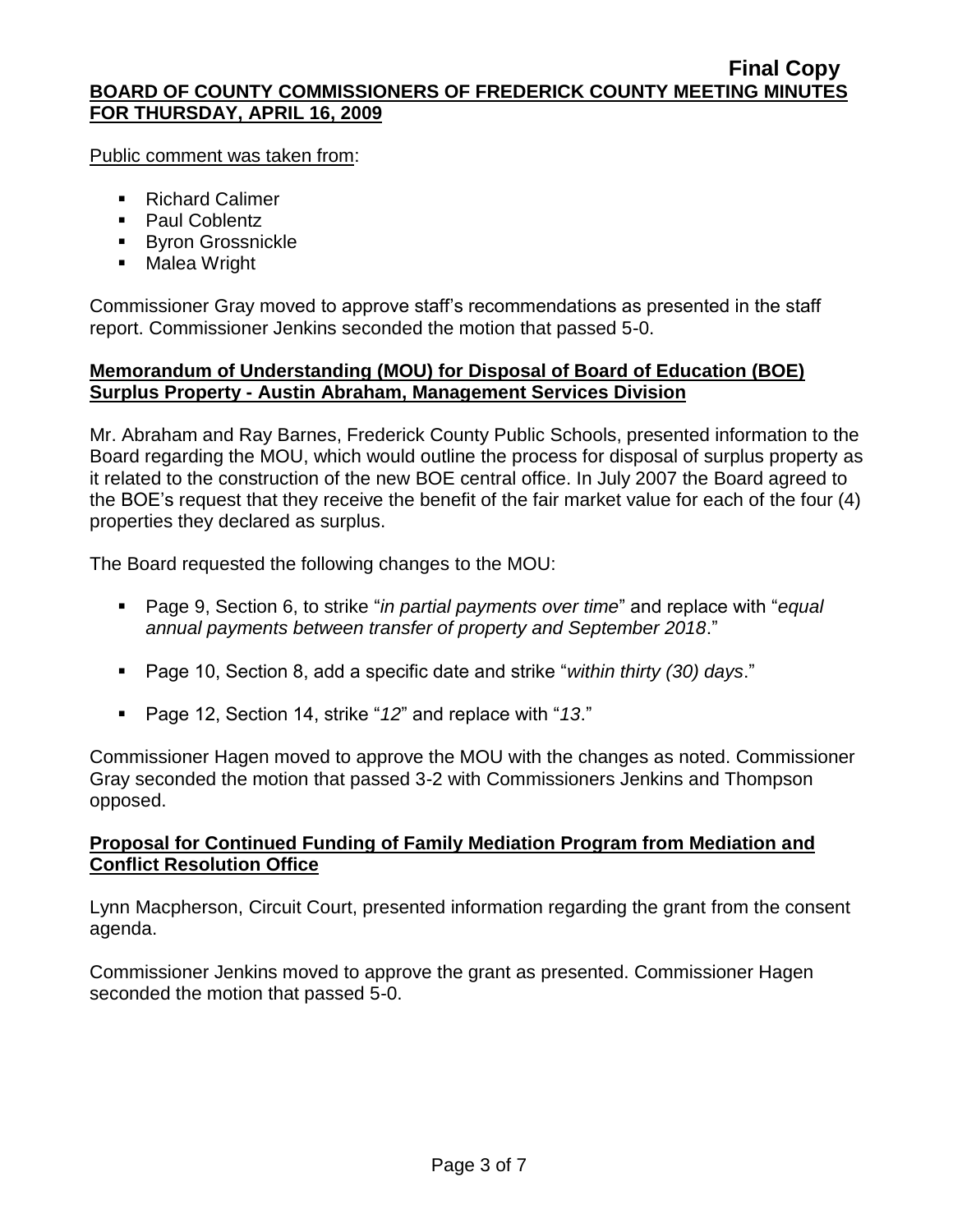Public comment was taken from:

- Richard Calimer
- Paul Coblentz
- Byron Grossnickle
- Malea Wright

Commissioner Gray moved to approve staff's recommendations as presented in the staff report. Commissioner Jenkins seconded the motion that passed 5-0.

**Memorandum of Understanding (MOU) for Disposal of Board of Education (BOE) Surplus Property - Austin Abraham, Management Services Division**

Mr. Abraham and Ray Barnes, Frederick County Public Schools, presented information to the Board regarding the MOU, which would outline the process for disposal of surplus property as it related to the construction of the new BOE central office. In July 2007 the Board agreed to the BOE's request that they receive the benefit of the fair market value for each of the four (4) properties they declared as surplus.

The Board requested the following changes to the MOU:

- Page 9, Section 6, to strike "*in partial payments over time*" and replace with "*equal annual payments between transfer of property and September 2018*."
- Page 10, Section 8, add a specific date and strike "*within thirty (30) days*."
- Page 12, Section 14, strike "*12*" and replace with "*13*."

Commissioner Hagen moved to approve the MOU with the changes as noted. Commissioner Gray seconded the motion that passed 3-2 with Commissioners Jenkins and Thompson opposed.

**Proposal for Continued Funding of Family Mediation Program from Mediation and Conflict Resolution Office**

Lynn Macpherson, Circuit Court, presented information regarding the grant from the consent agenda.

Commissioner Jenkins moved to approve the grant as presented. Commissioner Hagen seconded the motion that passed 5-0.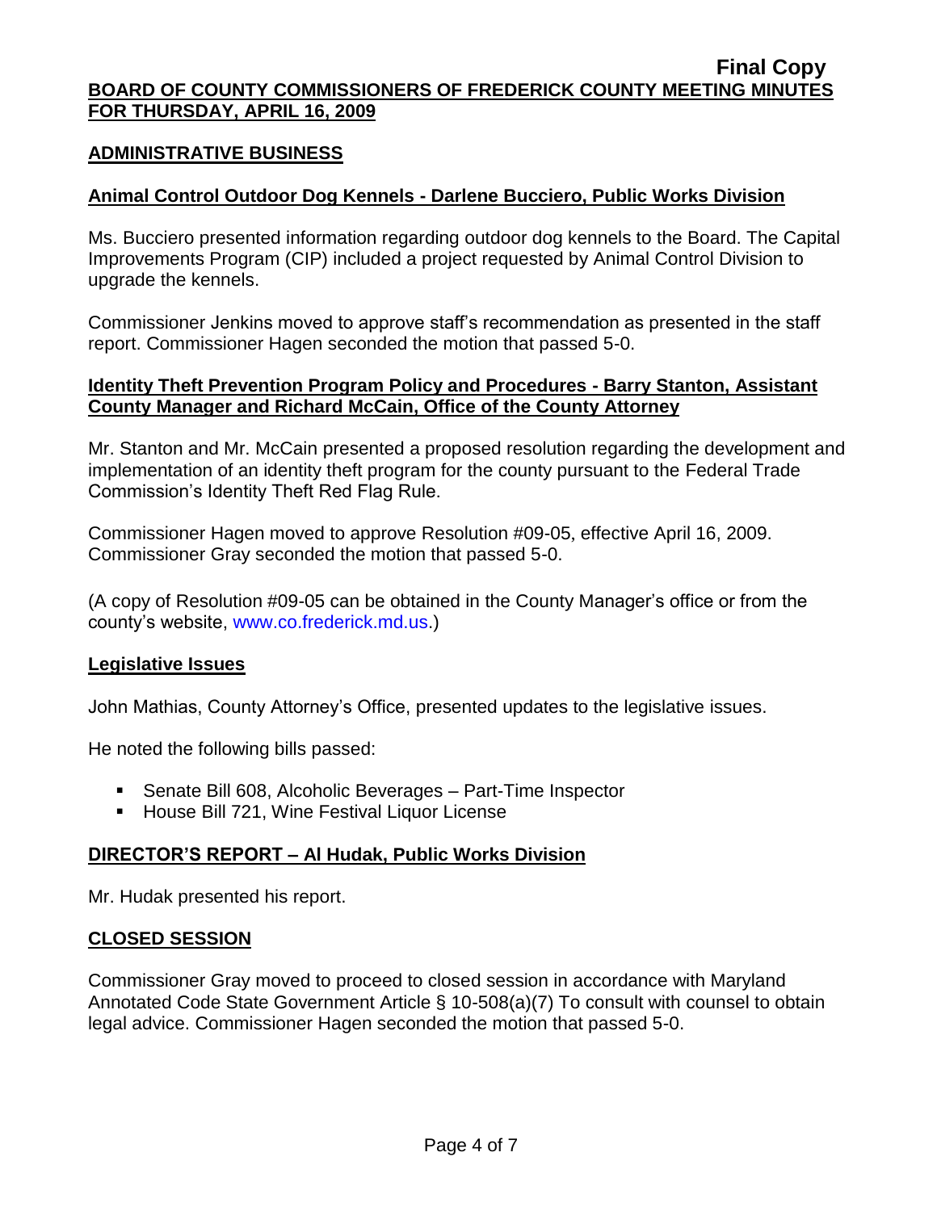## ADMINISTRATIVE BUSINESS

### Animal Control Outdoor Dog Kennels - Darlene Bucciero, Public Works Division

Ms. Bucciero presented information regarding outdoor dog kennels to the Board. The Capital Improvements Program (CIP) included a project requested by Animal Control Division to upgrade the kennels.

Commissioner Jenkins moved to approve staff's recommendation as presented in the staff report. Commissioner Hagen seconded the motion that passed 5-0.

### Identity Theft Prevention Program Policy and Procedures - Barry Stanton, Assistant County Manager and Richard McCain, Office of the County Attorney

Mr. Stanton and Mr. McCain presented a proposed resolution regarding the development and implementation of an identity theft program for the county pursuant to the Federal Trade Commission's Identity Theft Red Flag Rule.

Commissioner Hagen moved to approve Resolution #09-05, effective April 16, 2009. Commissioner Gray seconded the motion that passed 5-0.

(A copy of Resolution #09-05 can be obtained in the County Manager's office or from the county's website, www.co.frederick.md.us.)

### Legislative Issues

John Mathias, County Attorney's Office, presented updates to the legislative issues.

He noted the following bills passed:

- Senate Bill 608, Alcoholic Beverages – Part-Time Inspector
- House Bill 721, Wine Festival Liquor License

## DIRECTOR'S REPORT – Al Hudak, Public Works Division

Mr. Hudak presented his report.

## CLOSED SESSION

Commissioner Gray moved to proceed to closed session in accordance with Maryland Annotated Code State Government Article § 10-508(a)(7) To consult with counsel to obtain legal advice. Commissioner Hagen seconded the motion that passed 5-0.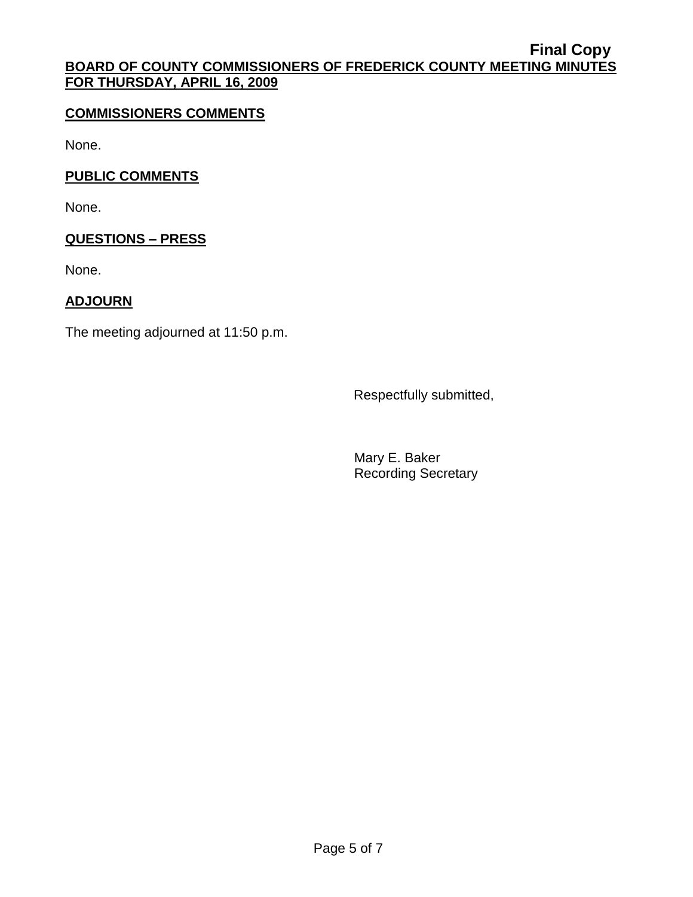**COMMISSIONERS COMMENTS**

None.

**PUBLIC COMMENTS**

None.

**QUESTIONS – PRESS**

None.

**ADJOURN**

The meeting adjourned at 11:50 p.m.

Respectfully submitted,

Mary E. Baker
Recording Secretary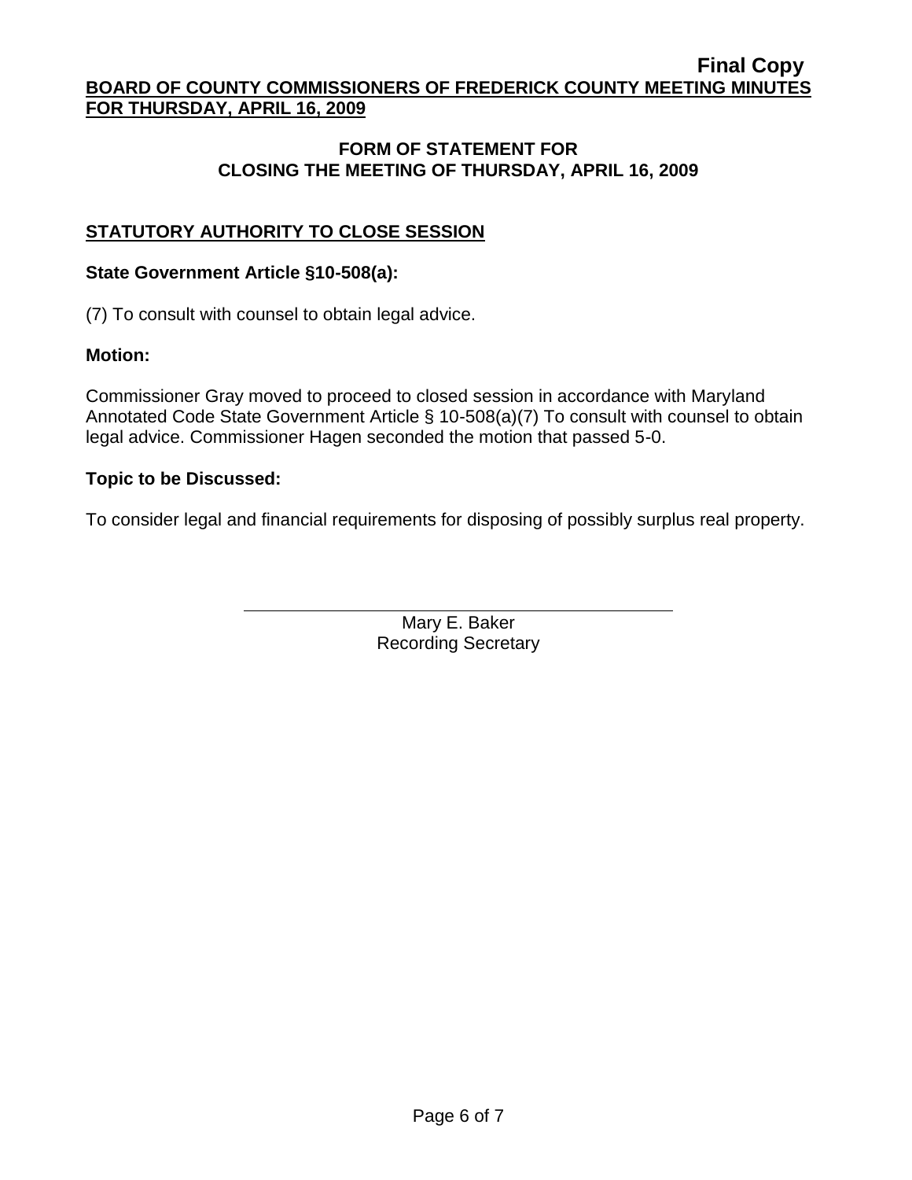## FORM OF STATEMENT FOR CLOSING THE MEETING OF THURSDAY, APRIL 16, 2009

### STATUTORY AUTHORITY TO CLOSE SESSION

**State Government Article §10-508(a):**

(7) To consult with counsel to obtain legal advice.

**Motion:**

Commissioner Gray moved to proceed to closed session in accordance with Maryland Annotated Code State Government Article § 10-508(a)(7) To consult with counsel to obtain legal advice. Commissioner Hagen seconded the motion that passed 5-0.

**Topic to be Discussed:**

To consider legal and financial requirements for disposing of possibly surplus real property.

Mary E. Baker
Recording Secretary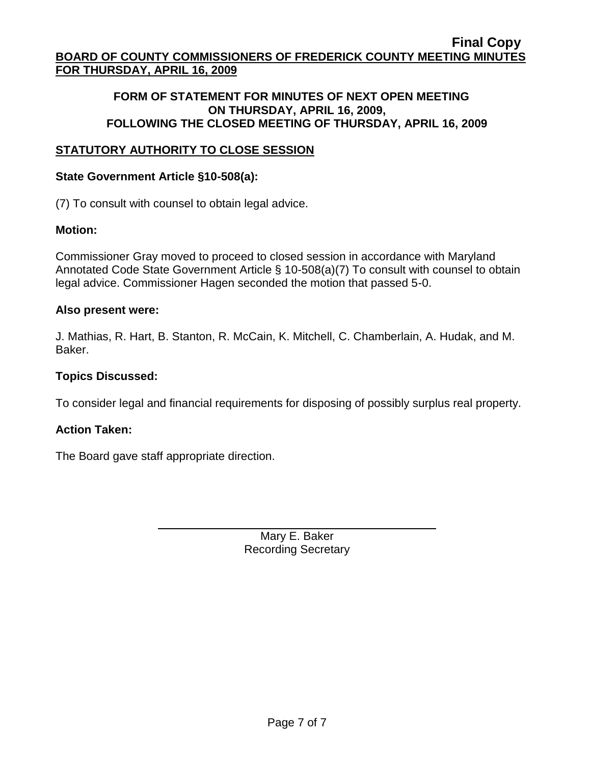**Final Copy**

**BOARD OF COUNTY COMMISSIONERS OF FREDERICK COUNTY MEETING MINUTES FOR THURSDAY, APRIL 16, 2009**

**FORM OF STATEMENT FOR MINUTES OF NEXT OPEN MEETING ON THURSDAY, APRIL 16, 2009, FOLLOWING THE CLOSED MEETING OF THURSDAY, APRIL 16, 2009**

## STATUTORY AUTHORITY TO CLOSE SESSION

**State Government Article §10-508(a):**

(7) To consult with counsel to obtain legal advice.

**Motion:**

Commissioner Gray moved to proceed to closed session in accordance with Maryland Annotated Code State Government Article § 10-508(a)(7) To consult with counsel to obtain legal advice. Commissioner Hagen seconded the motion that passed 5-0.

**Also present were:**

J. Mathias, R. Hart, B. Stanton, R. McCain, K. Mitchell, C. Chamberlain, A. Hudak, and M. Baker.

**Topics Discussed:**

To consider legal and financial requirements for disposing of possibly surplus real property.

**Action Taken:**

The Board gave staff appropriate direction.

Mary E. Baker
Recording Secretary